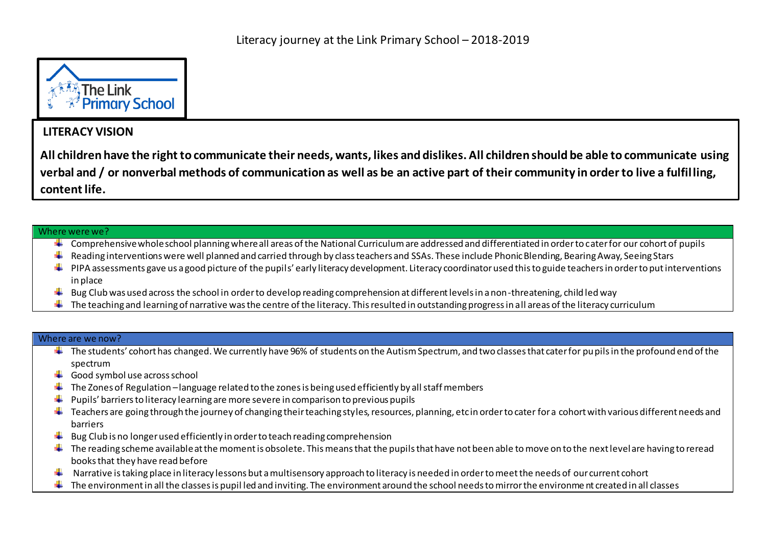# Literacy journey at the Link Primary School – 2018-2019

The Link Primary School

## LITERACY VISION

**All children have the right to communicate their needs, wants, likes and dislikes. All children should be able to communicate using verbal and / or nonverbal methods of communication as well as be an active part of their community in order to live a fulfilling, content life.**

### Where were we?

- Comprehensive whole school planning where all areas of the National Curriculum are addressed and differentiated in order to cater for our cohort of pupils
- Reading interventions were well planned and carried through by class teachers and SSAs. These include Phonic Blending, Bearing Away, Seeing Stars
- PIPA assessments gave us a good picture of the pupils' early literacy development. Literacy coordinator used this to guide teachers in order to put interventions in place
- Bug Club was used across the school in order to develop reading comprehension at different levels in a non-threatening, child led way
- The teaching and learning of narrative was the centre of the literacy. This resulted in outstanding progress in all areas of the literacy curriculum

### Where are we now?

- The students' cohort has changed. We currently have 96% of students on the Autism Spectrum, and two classes that cater for pupils in the profound end of the spectrum
- Good symbol use across school
- The Zones of Regulation – language related to the zones is being used efficiently by all staff members
- Pupils' barriers to literacy learning are more severe in comparison to previous pupils
- Teachers are going through the journey of changing their teaching styles, resources, planning, etc in order to cater for a cohort with various different needs and barriers
- Bug Club is no longer used efficiently in order to teach reading comprehension
- The reading scheme available at the moment is obsolete. This means that the pupils that have not been able to move on to the next level are having to reread books that they have read before
- Narrative is taking place in literacy lessons but a multisensory approach to literacy is needed in order to meet the needs of our current cohort
- The environment in all the classes is pupil led and inviting. The environment around the school needs to mirror the environment created in all classes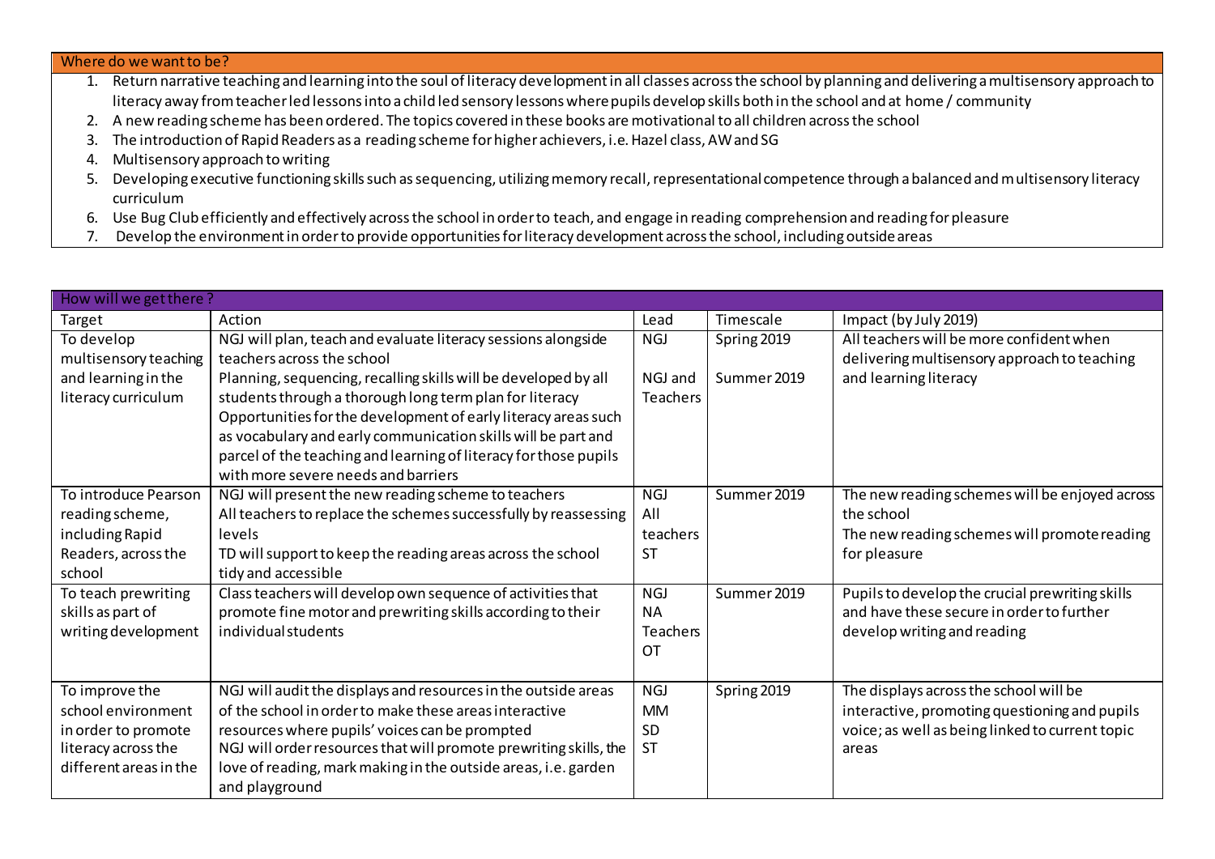## Where do we want to be?

1. Return narrative teaching and learning into the soul of literacy development in all classes across the school by planning and delivering a multisensory approach to literacy away from teacher led lessons into a child led sensory lessons where pupils develop skills both in the school and at home / community
2. A new reading scheme has been ordered. The topics covered in these books are motivational to all children across the school
3. The introduction of Rapid Readers as a reading scheme for higher achievers, i.e. Hazel class, AW and SG
4. Multisensory approach to writing
5. Developing executive functioning skills such as sequencing, utilizing memory recall, representational competence through a balanced and multisensory literacy curriculum
6. Use Bug Club efficiently and effectively across the school in order to teach, and engage in reading comprehension and reading for pleasure
7. Develop the environment in order to provide opportunities for literacy development across the school, including outside areas

## How will we get there ?

| Target | Action | Lead | Timescale | Impact (by July 2019) |
|---|---|---|---|---|
| To develop multisensory teaching and learning in the literacy curriculum | NGJ will plan, teach and evaluate literacy sessions alongside teachers across the school<br>Planning, sequencing, recalling skills will be developed by all students through a thorough long term plan for literacy<br>Opportunities for the development of early literacy areas such as vocabulary and early communication skills will be part and parcel of the teaching and learning of literacy for those pupils with more severe needs and barriers | NGJ<br><br>NGJ and Teachers | Spring 2019<br><br>Summer 2019 | All teachers will be more confident when delivering multisensory approach to teaching and learning literacy |
| To introduce Pearson reading scheme, including Rapid Readers, across the school | NGJ will present the new reading scheme to teachers<br>All teachers to replace the schemes successfully by reassessing levels<br>TD will support to keep the reading areas across the school tidy and accessible | NGJ<br>All teachers<br>ST | Summer 2019 | The new reading schemes will be enjoyed across the school<br>The new reading schemes will promote reading for pleasure |
| To teach prewriting skills as part of writing development | Class teachers will develop own sequence of activities that promote fine motor and prewriting skills according to their individual students | NGJ<br>NA<br>Teachers<br>OT | Summer 2019 | Pupils to develop the crucial prewriting skills and have these secure in order to further develop writing and reading |
| To improve the school environment in order to promote literacy across the different areas in the | NGJ will audit the displays and resources in the outside areas of the school in order to make these areas interactive resources where pupils' voices can be prompted<br>NGJ will order resources that will promote prewriting skills, the love of reading, mark making in the outside areas, i.e. garden and playground | NGJ<br>MM<br>SD<br>ST | Spring 2019 | The displays across the school will be interactive, promoting questioning and pupils voice; as well as being linked to current topic areas |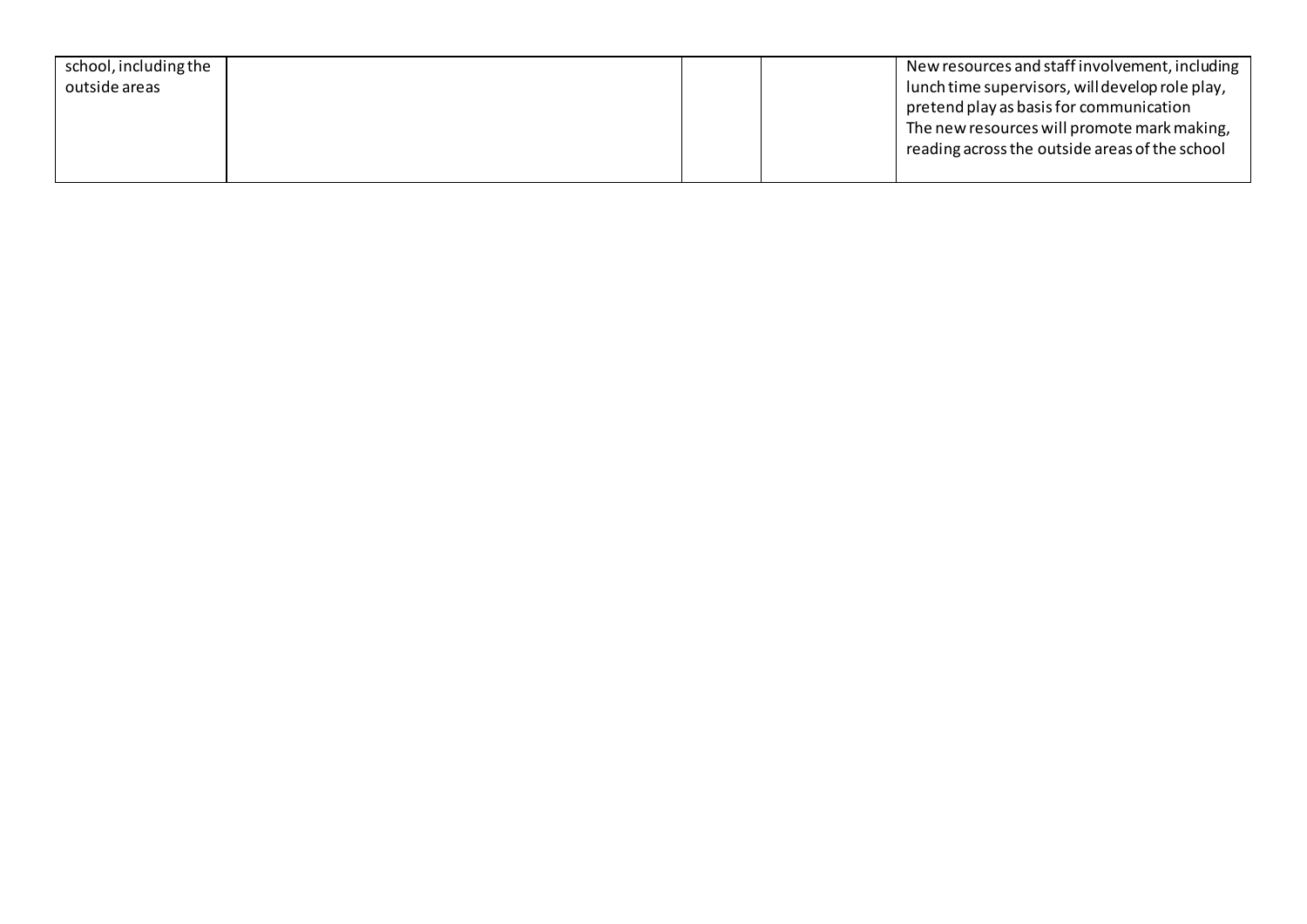| | | | | |
|---|---|---|---|---|
| school, including the outside areas | | | | New resources and staff involvement, including lunch time supervisors, will develop role play, pretend play as basis for communication<br>The new resources will promote mark making, reading across the outside areas of the school |